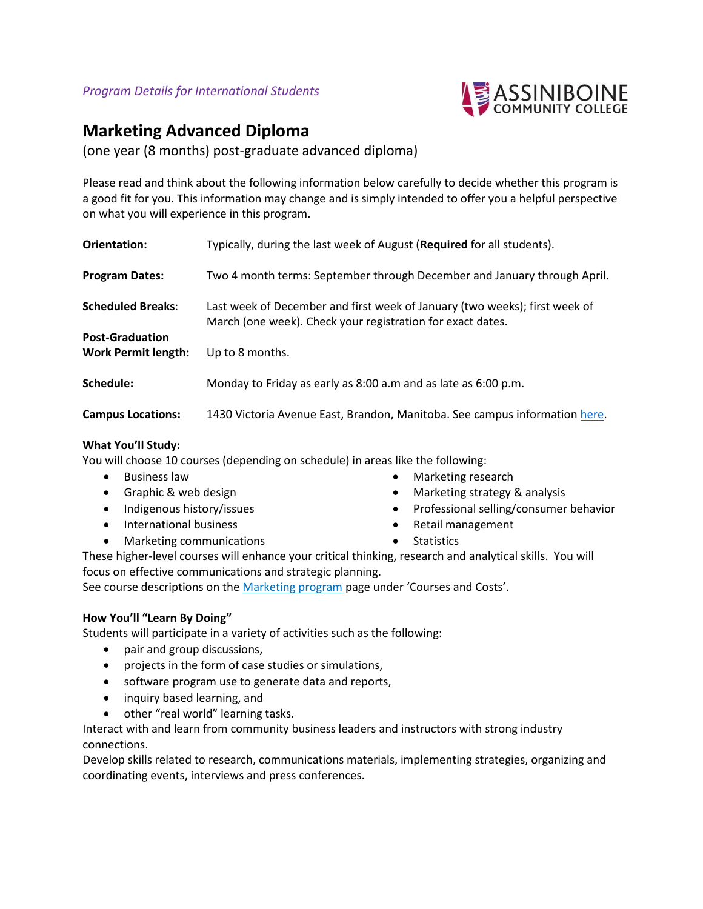*Program Details for International Students*

ASSINIBOINE COMMUNITY COLLEGE

# Marketing Advanced Diploma

(one year (8 months) post-graduate advanced diploma)

Please read and think about the following information below carefully to decide whether this program is a good fit for you. This information may change and is simply intended to offer you a helpful perspective on what you will experience in this program.

| | |
|---|---|
| **Orientation:** | Typically, during the last week of August (**Required** for all students). |
| **Program Dates:** | Two 4 month terms: September through December and January through April. |
| **Scheduled Breaks:** | Last week of December and first week of January (two weeks); first week of March (one week). Check your registration for exact dates. |
| **Post-Graduation Work Permit length:** | Up to 8 months. |
| **Schedule:** | Monday to Friday as early as 8:00 a.m and as late as 6:00 p.m. |
| **Campus Locations:** | 1430 Victoria Avenue East, Brandon, Manitoba. See campus information here. |

**What You'll Study:**

You will choose 10 courses (depending on schedule) in areas like the following:

- Business law
- Graphic & web design
- Indigenous history/issues
- International business
- Marketing communications
- Marketing research
- Marketing strategy & analysis
- Professional selling/consumer behavior
- Retail management
- Statistics

These higher-level courses will enhance your critical thinking, research and analytical skills. You will focus on effective communications and strategic planning.

See course descriptions on the Marketing program page under 'Courses and Costs'.

**How You'll "Learn By Doing"**

Students will participate in a variety of activities such as the following:

- pair and group discussions,
- projects in the form of case studies or simulations,
- software program use to generate data and reports,
- inquiry based learning, and
- other "real world" learning tasks.

Interact with and learn from community business leaders and instructors with strong industry connections.

Develop skills related to research, communications materials, implementing strategies, organizing and coordinating events, interviews and press conferences.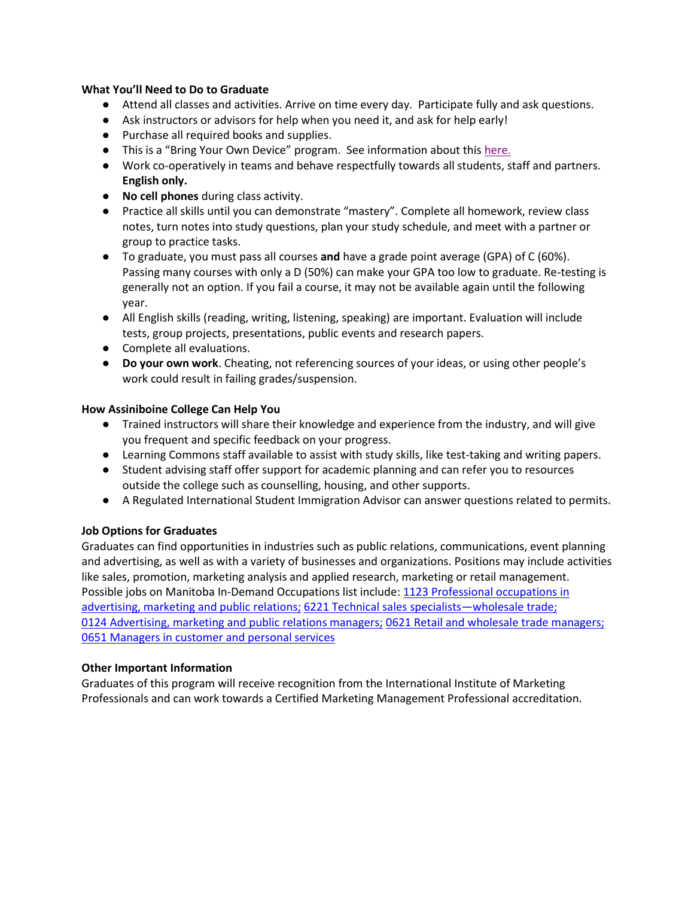**What You'll Need to Do to Graduate**

- Attend all classes and activities. Arrive on time every day. Participate fully and ask questions.
- Ask instructors or advisors for help when you need it, and ask for help early!
- Purchase all required books and supplies.
- This is a "Bring Your Own Device" program. See information about this here.
- Work co-operatively in teams and behave respectfully towards all students, staff and partners. **English only.**
- **No cell phones** during class activity.
- Practice all skills until you can demonstrate "mastery". Complete all homework, review class notes, turn notes into study questions, plan your study schedule, and meet with a partner or group to practice tasks.
- To graduate, you must pass all courses **and** have a grade point average (GPA) of C (60%). Passing many courses with only a D (50%) can make your GPA too low to graduate. Re-testing is generally not an option. If you fail a course, it may not be available again until the following year.
- All English skills (reading, writing, listening, speaking) are important. Evaluation will include tests, group projects, presentations, public events and research papers.
- Complete all evaluations.
- **Do your own work**. Cheating, not referencing sources of your ideas, or using other people's work could result in failing grades/suspension.

**How Assiniboine College Can Help You**

- Trained instructors will share their knowledge and experience from the industry, and will give you frequent and specific feedback on your progress.
- Learning Commons staff available to assist with study skills, like test-taking and writing papers.
- Student advising staff offer support for academic planning and can refer you to resources outside the college such as counselling, housing, and other supports.
- A Regulated International Student Immigration Advisor can answer questions related to permits.

**Job Options for Graduates**

Graduates can find opportunities in industries such as public relations, communications, event planning and advertising, as well as with a variety of businesses and organizations. Positions may include activities like sales, promotion, marketing analysis and applied research, marketing or retail management. Possible jobs on Manitoba In-Demand Occupations list include: 1123 Professional occupations in advertising, marketing and public relations; 6221 Technical sales specialists—wholesale trade; 0124 Advertising, marketing and public relations managers; 0621 Retail and wholesale trade managers; 0651 Managers in customer and personal services

**Other Important Information**

Graduates of this program will receive recognition from the International Institute of Marketing Professionals and can work towards a Certified Marketing Management Professional accreditation.